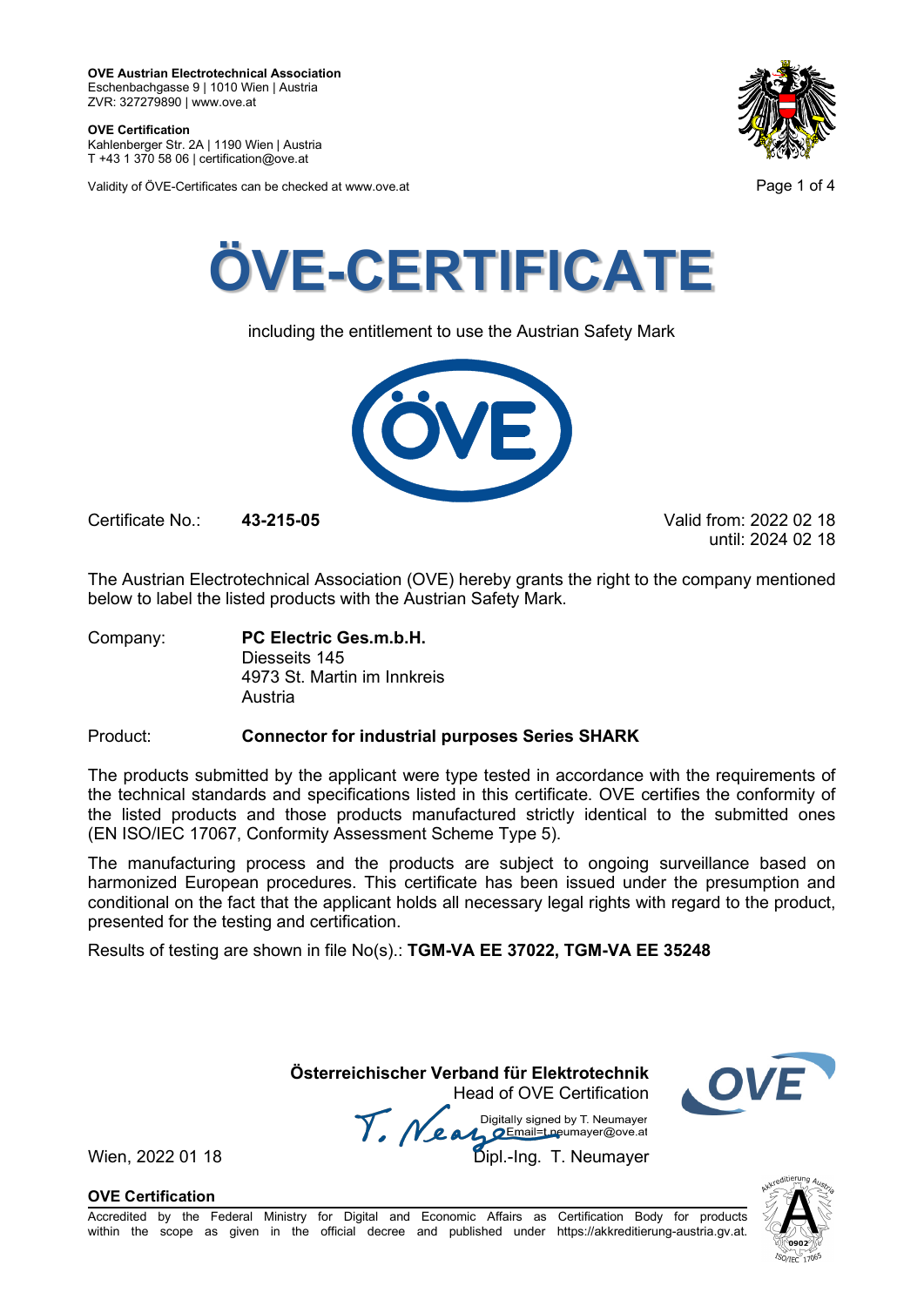**OVE Austrian Electrotechnical Association**
Eschenbachgasse 9 | 1010 Wien | Austria
ZVR: 327279890 | www.ove.at

**OVE Certification**
Kahlenberger Str. 2A | 1190 Wien | Austria
T +43 1 370 58 06 | certification@ove.at

Validity of ÖVE-Certificates can be checked at www.ove.at

# ÖVE-CERTIFICATE

including the entitlement to use the Austrian Safety Mark

Certificate No.: **43-215-05**

Valid from: 2022 02 18
until: 2024 02 18

The Austrian Electrotechnical Association (OVE) hereby grants the right to the company mentioned below to label the listed products with the Austrian Safety Mark.

Company: **PC Electric Ges.m.b.H.**
Diesseits 145
4973 St. Martin im Innkreis
Austria

Product: **Connector for industrial purposes Series SHARK**

The products submitted by the applicant were type tested in accordance with the requirements of the technical standards and specifications listed in this certificate. OVE certifies the conformity of the listed products and those products manufactured strictly identical to the submitted ones (EN ISO/IEC 17067, Conformity Assessment Scheme Type 5).

The manufacturing process and the products are subject to ongoing surveillance based on harmonized European procedures. This certificate has been issued under the presumption and conditional on the fact that the applicant holds all necessary legal rights with regard to the product, presented for the testing and certification.

Results of testing are shown in file No(s).: **TGM-VA EE 37022, TGM-VA EE 35248**

**Österreichischer Verband für Elektrotechnik**
Head of OVE Certification

Digitally signed by T. Neumayer
Email=t.neumayer@ove.at

Wien, 2022 01 18

Dipl.-Ing. T. Neumayer

**OVE Certification**
Accredited by the Federal Ministry for Digital and Economic Affairs as Certification Body for products within the scope as given in the official decree and published under https://akkreditierung-austria.gv.at.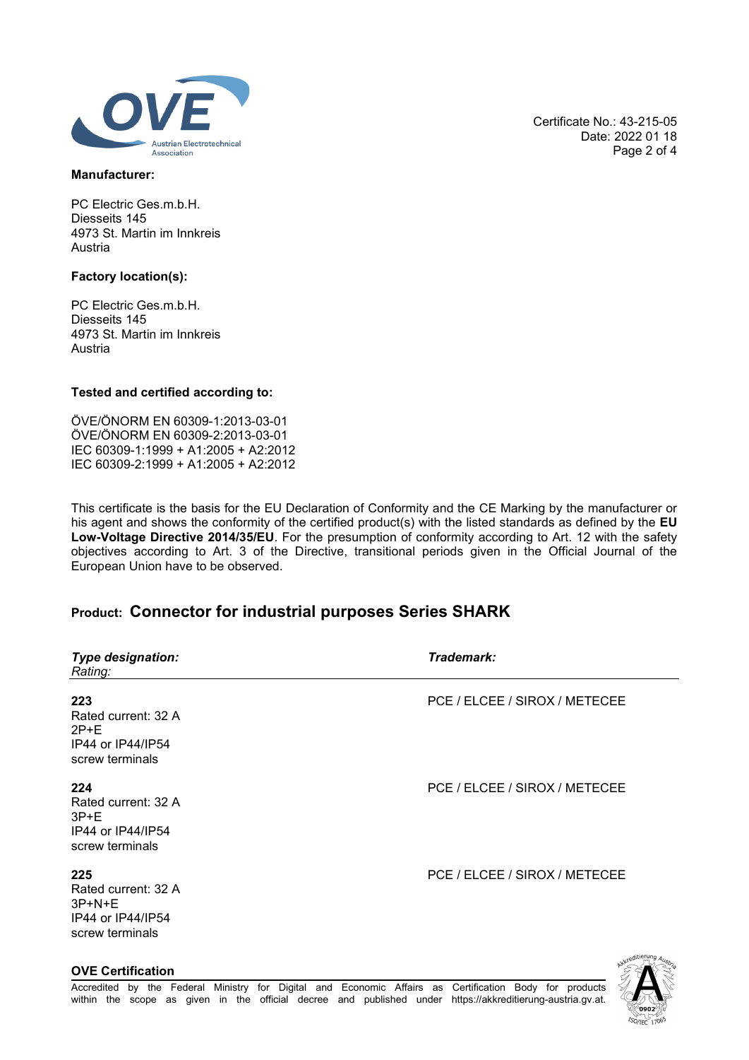Certificate No.: 43-215-05
Date: 2022 01 18

**Manufacturer:**

PC Electric Ges.m.b.H.
Diesseits 145
4973 St. Martin im Innkreis
Austria

**Factory location(s):**

PC Electric Ges.m.b.H.
Diesseits 145
4973 St. Martin im Innkreis
Austria

**Tested and certified according to:**

ÖVE/ÖNORM EN 60309-1:2013-03-01
ÖVE/ÖNORM EN 60309-2:2013-03-01
IEC 60309-1:1999 + A1:2005 + A2:2012
IEC 60309-2:1999 + A1:2005 + A2:2012

This certificate is the basis for the EU Declaration of Conformity and the CE Marking by the manufacturer or his agent and shows the conformity of the certified product(s) with the listed standards as defined by the **EU Low-Voltage Directive 2014/35/EU**. For the presumption of conformity according to Art. 12 with the safety objectives according to Art. 3 of the Directive, transitional periods given in the Official Journal of the European Union have to be observed.

## Product: Connector for industrial purposes Series SHARK

| ***Type designation:*** *Rating:* | ***Trademark:*** |
|---|---|
| **223** Rated current: 32 A 2P+E IP44 or IP44/IP54 screw terminals | PCE / ELCEE / SIROX / METECEE |
| **224** Rated current: 32 A 3P+E IP44 or IP44/IP54 screw terminals | PCE / ELCEE / SIROX / METECEE |
| **225** Rated current: 32 A 3P+N+E IP44 or IP44/IP54 screw terminals | PCE / ELCEE / SIROX / METECEE |

**OVE Certification**

Accredited by the Federal Ministry for Digital and Economic Affairs as Certification Body for products within the scope as given in the official decree and published under https://akkreditierung-austria.gv.at.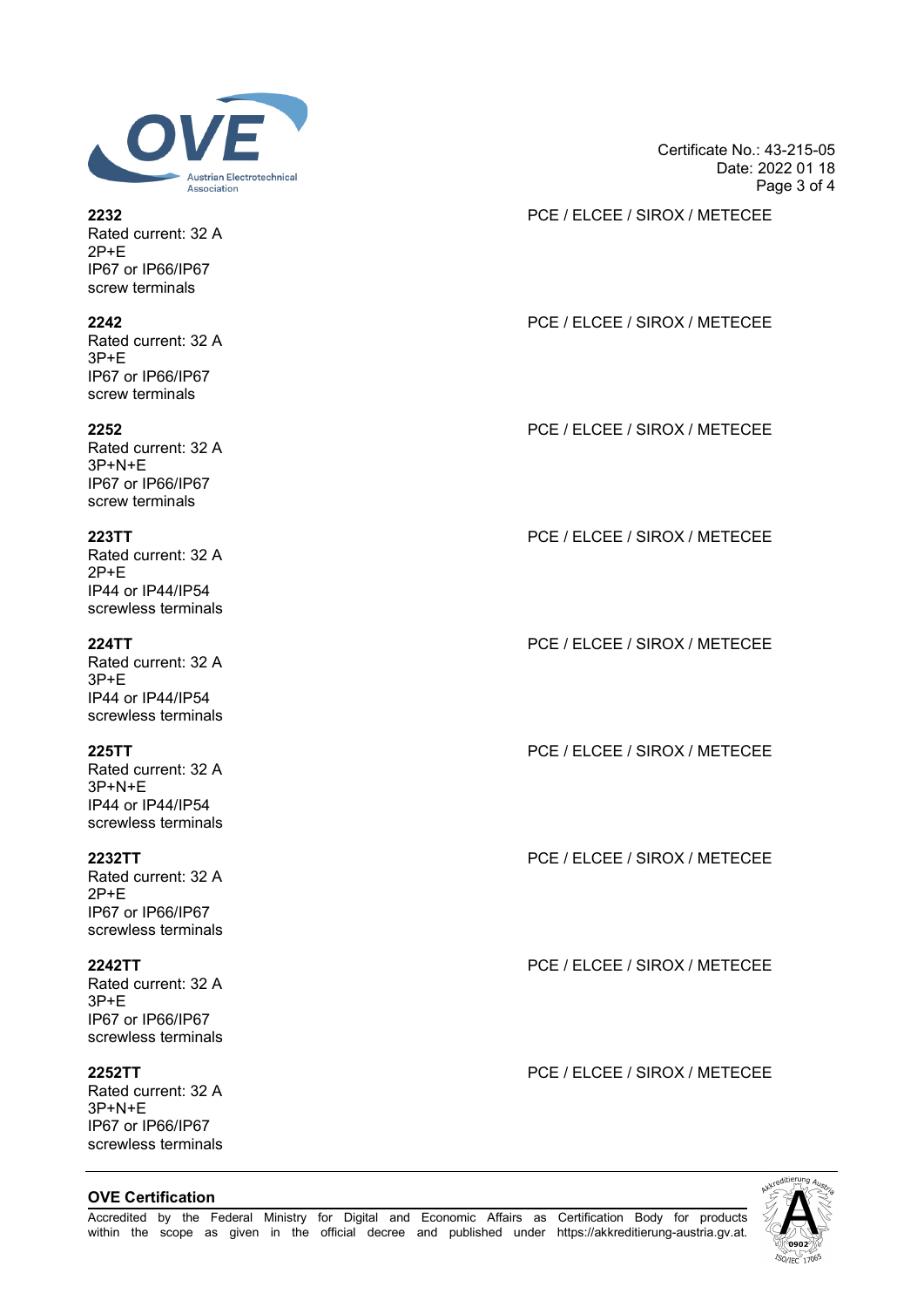Certificate No.: 43-215-05
Date: 2022 01 18

| Product | Countries |
|---|---|
| **2232**<br>Rated current: 32 A<br>2P+E<br>IP67 or IP66/IP67<br>screw terminals | PCE / ELCEE / SIROX / METECEE |
| **2242**<br>Rated current: 32 A<br>3P+E<br>IP67 or IP66/IP67<br>screw terminals | PCE / ELCEE / SIROX / METECEE |
| **2252**<br>Rated current: 32 A<br>3P+N+E<br>IP67 or IP66/IP67<br>screw terminals | PCE / ELCEE / SIROX / METECEE |
| **223TT**<br>Rated current: 32 A<br>2P+E<br>IP44 or IP44/IP54<br>screwless terminals | PCE / ELCEE / SIROX / METECEE |
| **224TT**<br>Rated current: 32 A<br>3P+E<br>IP44 or IP44/IP54<br>screwless terminals | PCE / ELCEE / SIROX / METECEE |
| **225TT**<br>Rated current: 32 A<br>3P+N+E<br>IP44 or IP44/IP54<br>screwless terminals | PCE / ELCEE / SIROX / METECEE |
| **2232TT**<br>Rated current: 32 A<br>2P+E<br>IP67 or IP66/IP67<br>screwless terminals | PCE / ELCEE / SIROX / METECEE |
| **2242TT**<br>Rated current: 32 A<br>3P+E<br>IP67 or IP66/IP67<br>screwless terminals | PCE / ELCEE / SIROX / METECEE |
| **2252TT**<br>Rated current: 32 A<br>3P+N+E<br>IP67 or IP66/IP67<br>screwless terminals | PCE / ELCEE / SIROX / METECEE |

**OVE Certification**

Accredited by the Federal Ministry for Digital and Economic Affairs as Certification Body for products within the scope as given in the official decree and published under https://akkreditierung-austria.gv.at.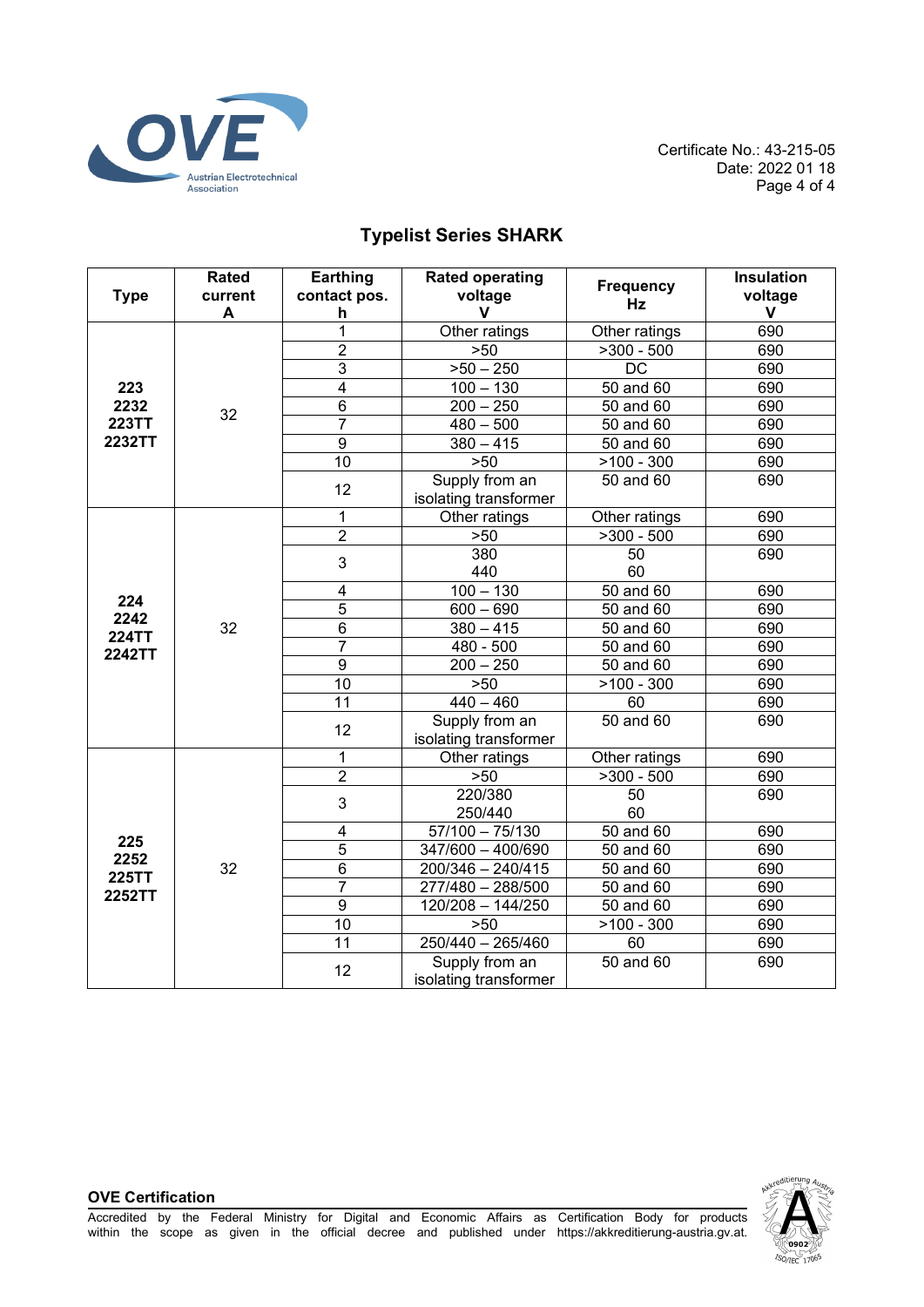Certificate No.: 43-215-05
Date: 2022 01 18

## Typelist Series SHARK

| Type | Rated current A | Earthing contact pos. h | Rated operating voltage V | Frequency Hz | Insulation voltage V |
|---|---|---|---|---|---|
| 223 2232 223TT 2232TT | 32 | 1 | Other ratings | Other ratings | 690 |
| | | 2 | >50 | >300 - 500 | 690 |
| | | 3 | >50 – 250 | DC | 690 |
| | | 4 | 100 – 130 | 50 and 60 | 690 |
| | | 6 | 200 – 250 | 50 and 60 | 690 |
| | | 7 | 480 – 500 | 50 and 60 | 690 |
| | | 9 | 380 – 415 | 50 and 60 | 690 |
| | | 10 | >50 | >100 - 300 | 690 |
| | | 12 | Supply from an isolating transformer | 50 and 60 | 690 |
| 224 2242 224TT 2242TT | 32 | 1 | Other ratings | Other ratings | 690 |
| | | 2 | >50 | >300 - 500 | 690 |
| | | 3 | 380<br>440 | 50<br>60 | 690 |
| | | 4 | 100 – 130 | 50 and 60 | 690 |
| | | 5 | 600 – 690 | 50 and 60 | 690 |
| | | 6 | 380 – 415 | 50 and 60 | 690 |
| | | 7 | 480 - 500 | 50 and 60 | 690 |
| | | 9 | 200 – 250 | 50 and 60 | 690 |
| | | 10 | >50 | >100 - 300 | 690 |
| | | 11 | 440 – 460 | 60 | 690 |
| | | 12 | Supply from an isolating transformer | 50 and 60 | 690 |
| 225 2252 225TT 2252TT | 32 | 1 | Other ratings | Other ratings | 690 |
| | | 2 | >50 | >300 - 500 | 690 |
| | | 3 | 220/380<br>250/440 | 50<br>60 | 690 |
| | | 4 | 57/100 – 75/130 | 50 and 60 | 690 |
| | | 5 | 347/600 – 400/690 | 50 and 60 | 690 |
| | | 6 | 200/346 – 240/415 | 50 and 60 | 690 |
| | | 7 | 277/480 – 288/500 | 50 and 60 | 690 |
| | | 9 | 120/208 – 144/250 | 50 and 60 | 690 |
| | | 10 | >50 | >100 - 300 | 690 |
| | | 11 | 250/440 – 265/460 | 60 | 690 |
| | | 12 | Supply from an isolating transformer | 50 and 60 | 690 |

**OVE Certification**
Accredited by the Federal Ministry for Digital and Economic Affairs as Certification Body for products within the scope as given in the official decree and published under https://akkreditierung-austria.gv.at.